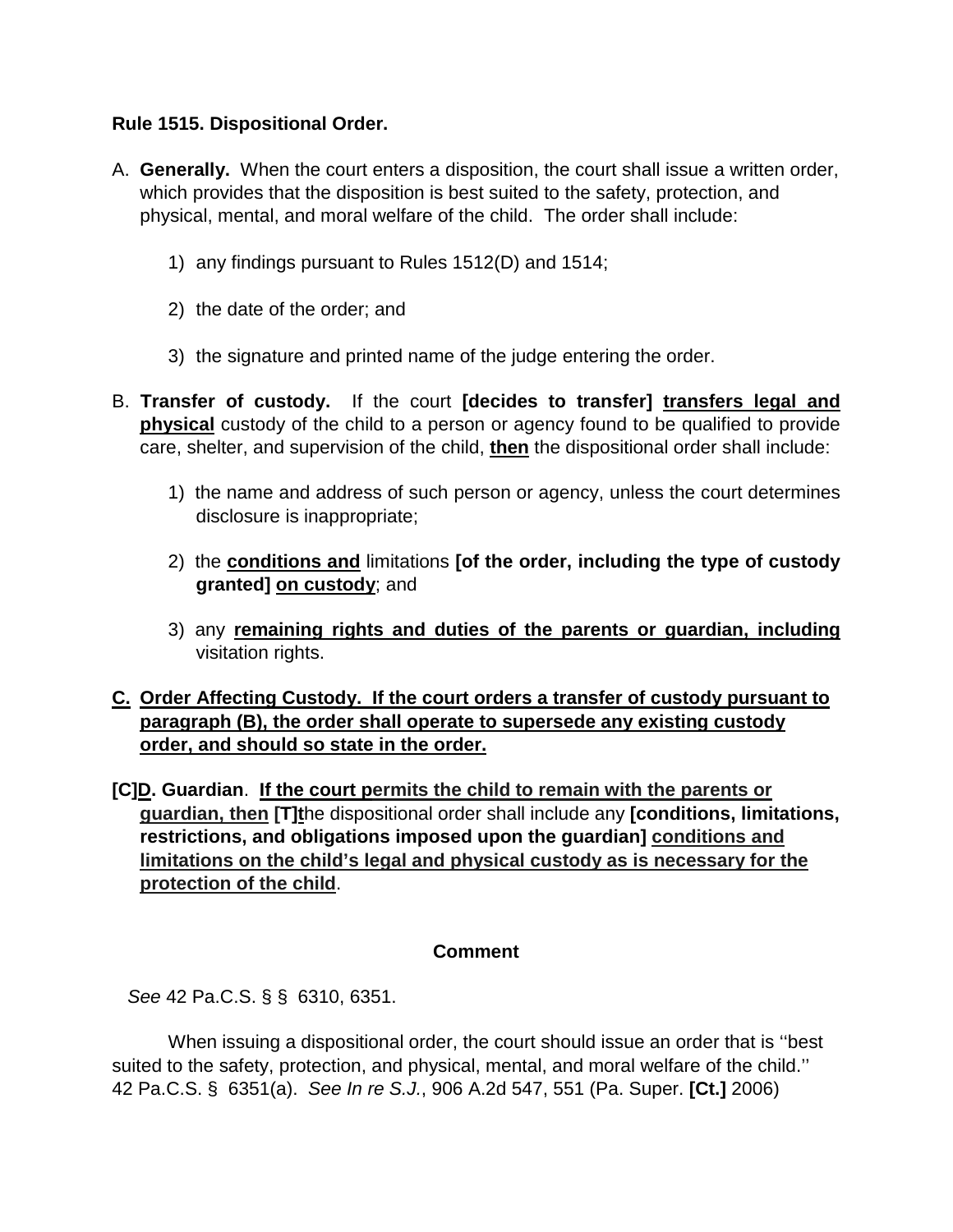**Rule 1515. Dispositional Order.**

A. **Generally.** When the court enters a disposition, the court shall issue a written order, which provides that the disposition is best suited to the safety, protection, and physical, mental, and moral welfare of the child. The order shall include:

   1) any findings pursuant to Rules 1512(D) and 1514;

   2) the date of the order; and

   3) the signature and printed name of the judge entering the order.

B. **Transfer of custody.** If the court **[decides to transfer]** <u>**transfers legal and physical**</u> custody of the child to a person or agency found to be qualified to provide care, shelter, and supervision of the child, <u>**then**</u> the dispositional order shall include:

   1) the name and address of such person or agency, unless the court determines disclosure is inappropriate;

   2) the <u>**conditions and**</u> limitations **[of the order, including the type of custody granted]** <u>**on custody**</u>; and

   3) any <u>**remaining rights and duties of the parents or guardian, including**</u> visitation rights.

<u>**C. Order Affecting Custody. If the court orders a transfer of custody pursuant to paragraph (B), the order shall operate to supersede any existing custody order, and should so state in the order.**</u>

**[C]**<u>**D**</u>**. Guardian**. <u>**If the court permits the child to remain with the parents or guardian, then**</u> **[T]**<u>**t**</u>he dispositional order shall include any **[conditions, limitations, restrictions, and obligations imposed upon the guardian]** <u>**conditions and limitations on the child's legal and physical custody as is necessary for the protection of the child**</u>.

**Comment**

*See* 42 Pa.C.S. § § 6310, 6351.

When issuing a dispositional order, the court should issue an order that is ''best suited to the safety, protection, and physical, mental, and moral welfare of the child.'' 42 Pa.C.S. § 6351(a). *See In re S.J.*, 906 A.2d 547, 551 (Pa. Super. **[Ct.]** 2006)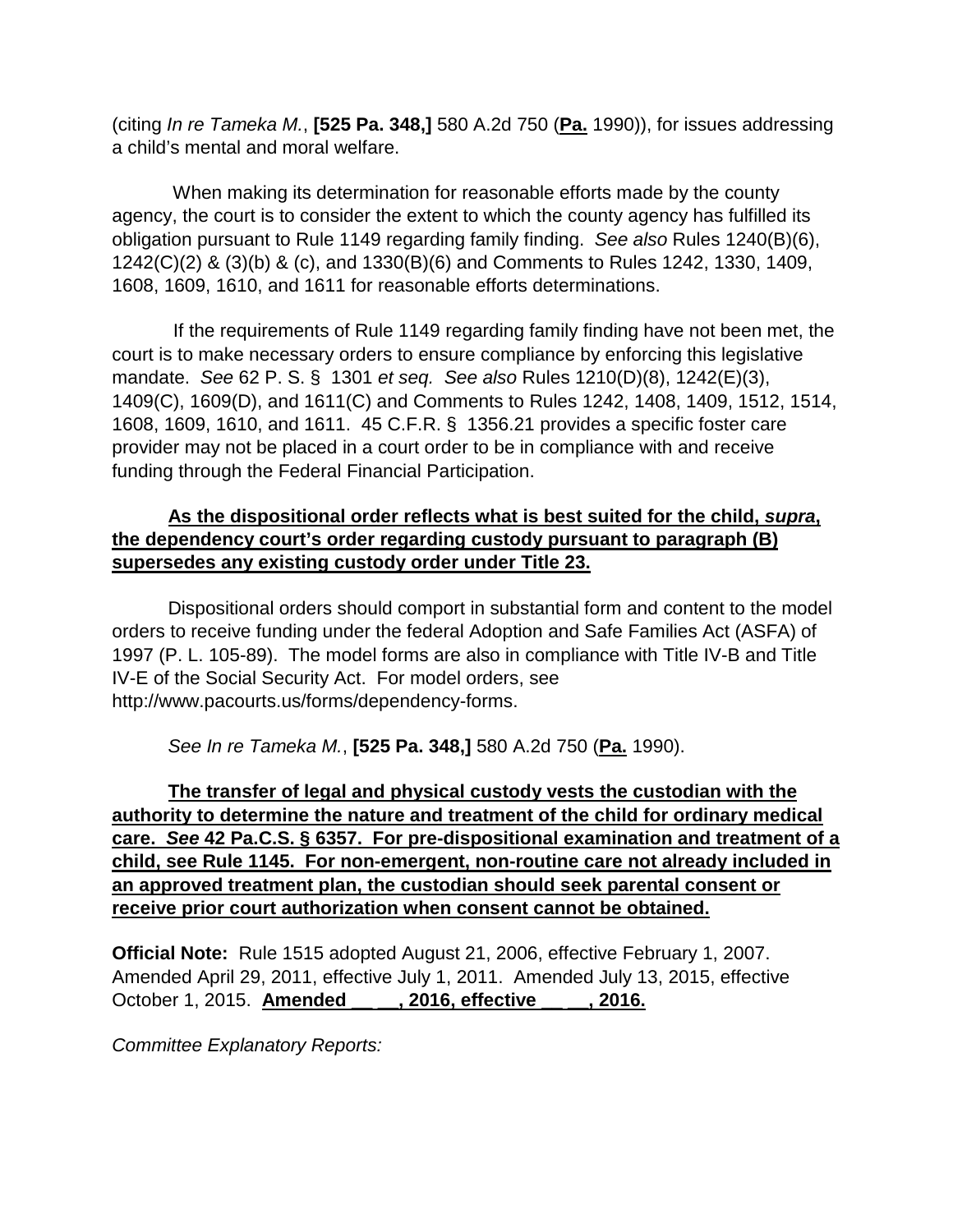(citing *In re Tameka M.*, **[525 Pa. 348,]** 580 A.2d 750 (**Pa.** 1990)), for issues addressing a child's mental and moral welfare.

When making its determination for reasonable efforts made by the county agency, the court is to consider the extent to which the county agency has fulfilled its obligation pursuant to Rule 1149 regarding family finding. *See also* Rules 1240(B)(6), 1242(C)(2) & (3)(b) & (c), and 1330(B)(6) and Comments to Rules 1242, 1330, 1409, 1608, 1609, 1610, and 1611 for reasonable efforts determinations.

If the requirements of Rule 1149 regarding family finding have not been met, the court is to make necessary orders to ensure compliance by enforcing this legislative mandate. *See* 62 P. S. § 1301 *et seq.* *See also* Rules 1210(D)(8), 1242(E)(3), 1409(C), 1609(D), and 1611(C) and Comments to Rules 1242, 1408, 1409, 1512, 1514, 1608, 1609, 1610, and 1611. 45 C.F.R. § 1356.21 provides a specific foster care provider may not be placed in a court order to be in compliance with and receive funding through the Federal Financial Participation.

**As the dispositional order reflects what is best suited for the child, *supra*, the dependency court's order regarding custody pursuant to paragraph (B) supersedes any existing custody order under Title 23.**

Dispositional orders should comport in substantial form and content to the model orders to receive funding under the federal Adoption and Safe Families Act (ASFA) of 1997 (P. L. 105-89). The model forms are also in compliance with Title IV-B and Title IV-E of the Social Security Act. For model orders, see http://www.pacourts.us/forms/dependency-forms.

*See In re Tameka M.*, **[525 Pa. 348,]** 580 A.2d 750 (**Pa.** 1990).

**The transfer of legal and physical custody vests the custodian with the authority to determine the nature and treatment of the child for ordinary medical care. *See* 42 Pa.C.S. § 6357. For pre-dispositional examination and treatment of a child, see Rule 1145. For non-emergent, non-routine care not already included in an approved treatment plan, the custodian should seek parental consent or receive prior court authorization when consent cannot be obtained.**

**Official Note:** Rule 1515 adopted August 21, 2006, effective February 1, 2007. Amended April 29, 2011, effective July 1, 2011. Amended July 13, 2015, effective October 1, 2015. **Amended __ __, 2016, effective __ __, 2016.**

*Committee Explanatory Reports:*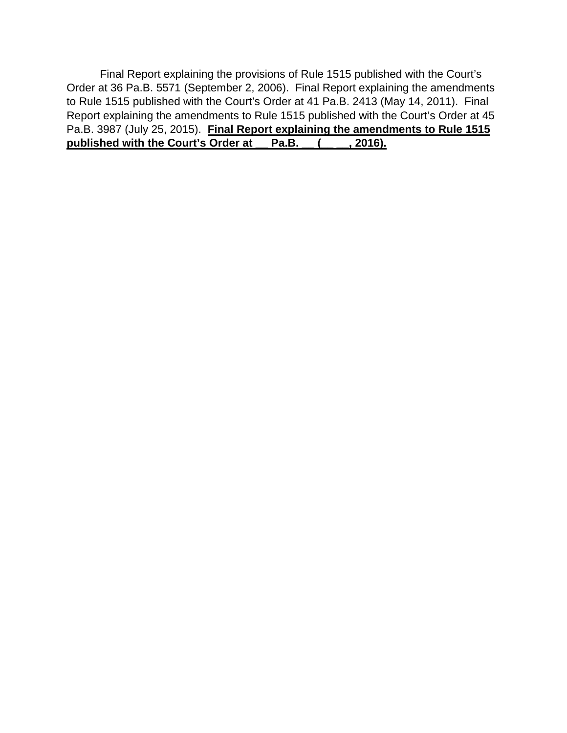Final Report explaining the provisions of Rule 1515 published with the Court's Order at 36 Pa.B. 5571 (September 2, 2006). Final Report explaining the amendments to Rule 1515 published with the Court's Order at 41 Pa.B. 2413 (May 14, 2011). Final Report explaining the amendments to Rule 1515 published with the Court's Order at 45 Pa.B. 3987 (July 25, 2015). <u>**Final Report explaining the amendments to Rule 1515 published with the Court's Order at __ Pa.B. __ (__ __, 2016).**</u>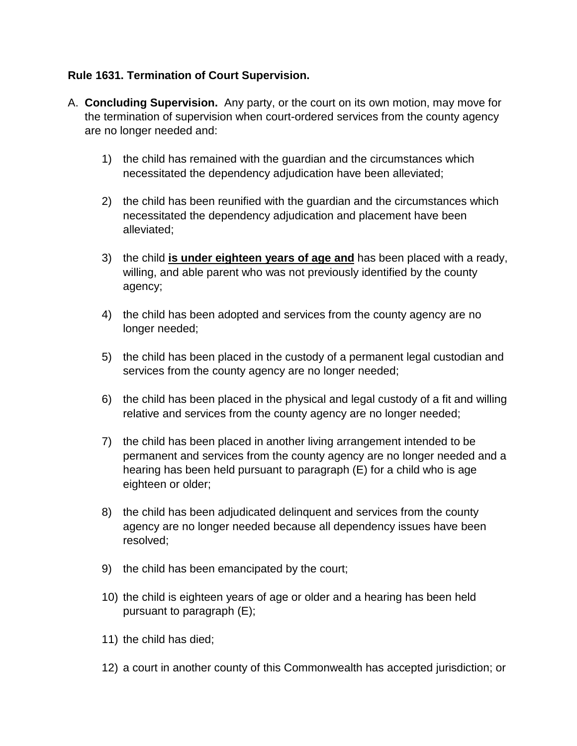**Rule 1631. Termination of Court Supervision.**

A. **Concluding Supervision.** Any party, or the court on its own motion, may move for the termination of supervision when court-ordered services from the county agency are no longer needed and:

1) the child has remained with the guardian and the circumstances which necessitated the dependency adjudication have been alleviated;

2) the child has been reunified with the guardian and the circumstances which necessitated the dependency adjudication and placement have been alleviated;

3) the child <u>**is under eighteen years of age and**</u> has been placed with a ready, willing, and able parent who was not previously identified by the county agency;

4) the child has been adopted and services from the county agency are no longer needed;

5) the child has been placed in the custody of a permanent legal custodian and services from the county agency are no longer needed;

6) the child has been placed in the physical and legal custody of a fit and willing relative and services from the county agency are no longer needed;

7) the child has been placed in another living arrangement intended to be permanent and services from the county agency are no longer needed and a hearing has been held pursuant to paragraph (E) for a child who is age eighteen or older;

8) the child has been adjudicated delinquent and services from the county agency are no longer needed because all dependency issues have been resolved;

9) the child has been emancipated by the court;

10) the child is eighteen years of age or older and a hearing has been held pursuant to paragraph (E);

11) the child has died;

12) a court in another county of this Commonwealth has accepted jurisdiction; or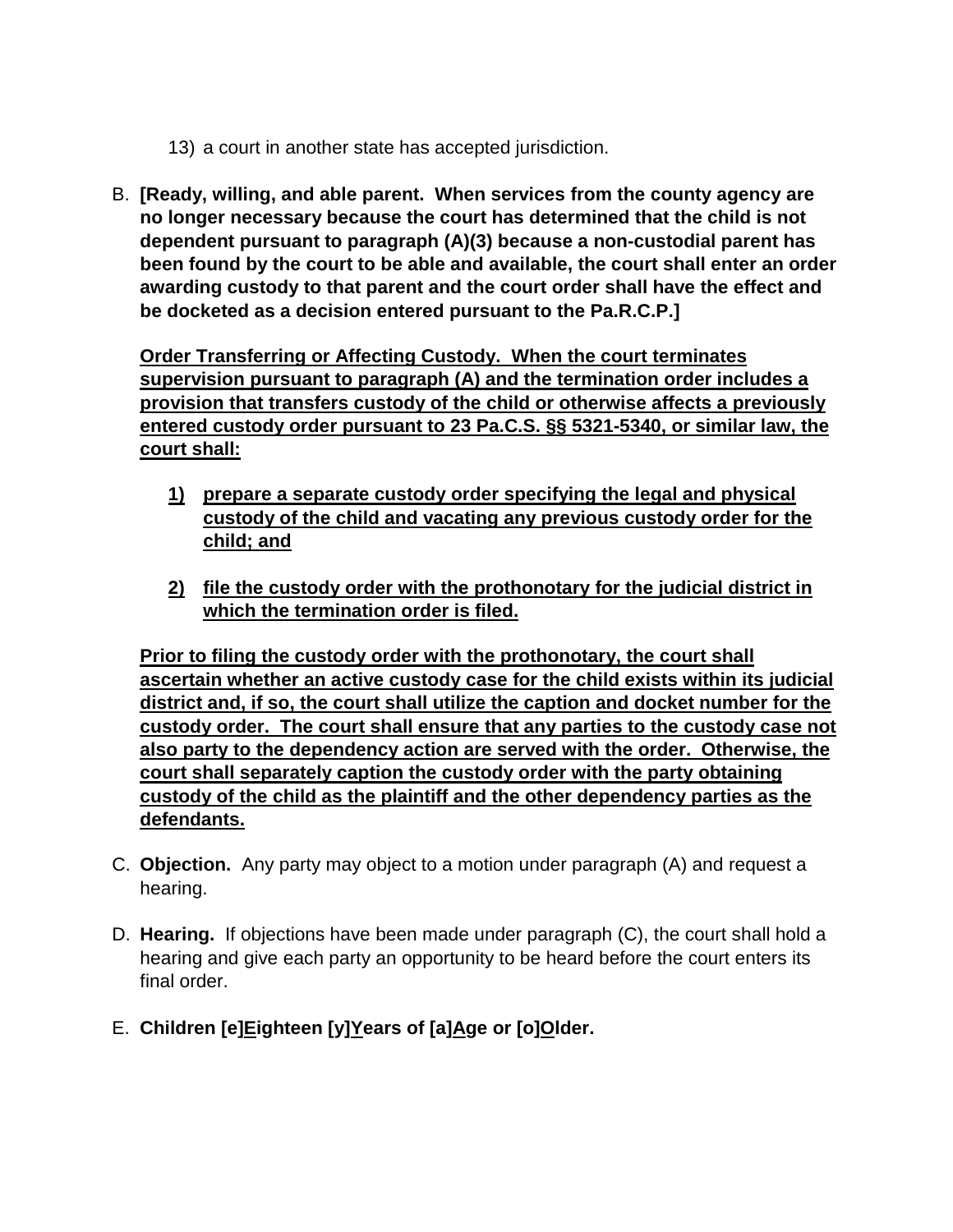13) a court in another state has accepted jurisdiction.

B. **[Ready, willing, and able parent. When services from the county agency are no longer necessary because the court has determined that the child is not dependent pursuant to paragraph (A)(3) because a non-custodial parent has been found by the court to be able and available, the court shall enter an order awarding custody to that parent and the court order shall have the effect and be docketed as a decision entered pursuant to the Pa.R.C.P.]**

**<u>Order Transferring or Affecting Custody. When the court terminates supervision pursuant to paragraph (A) and the termination order includes a provision that transfers custody of the child or otherwise affects a previously entered custody order pursuant to 23 Pa.C.S. §§ 5321-5340, or similar law, the court shall:</u>**

**<u>1)</u>** **<u>prepare a separate custody order specifying the legal and physical custody of the child and vacating any previous custody order for the child; and</u>**

**<u>2)</u>** **<u>file the custody order with the prothonotary for the judicial district in which the termination order is filed.</u>**

**<u>Prior to filing the custody order with the prothonotary, the court shall ascertain whether an active custody case for the child exists within its judicial district and, if so, the court shall utilize the caption and docket number for the custody order. The court shall ensure that any parties to the custody case not also party to the dependency action are served with the order. Otherwise, the court shall separately caption the custody order with the party obtaining custody of the child as the plaintiff and the other dependency parties as the defendants.</u>**

C. **Objection.** Any party may object to a motion under paragraph (A) and request a hearing.

D. **Hearing.** If objections have been made under paragraph (C), the court shall hold a hearing and give each party an opportunity to be heard before the court enters its final order.

E. **Children [e]<u>E</u>ighteen [y]<u>Y</u>ears of [a]<u>A</u>ge or [o]<u>O</u>lder.**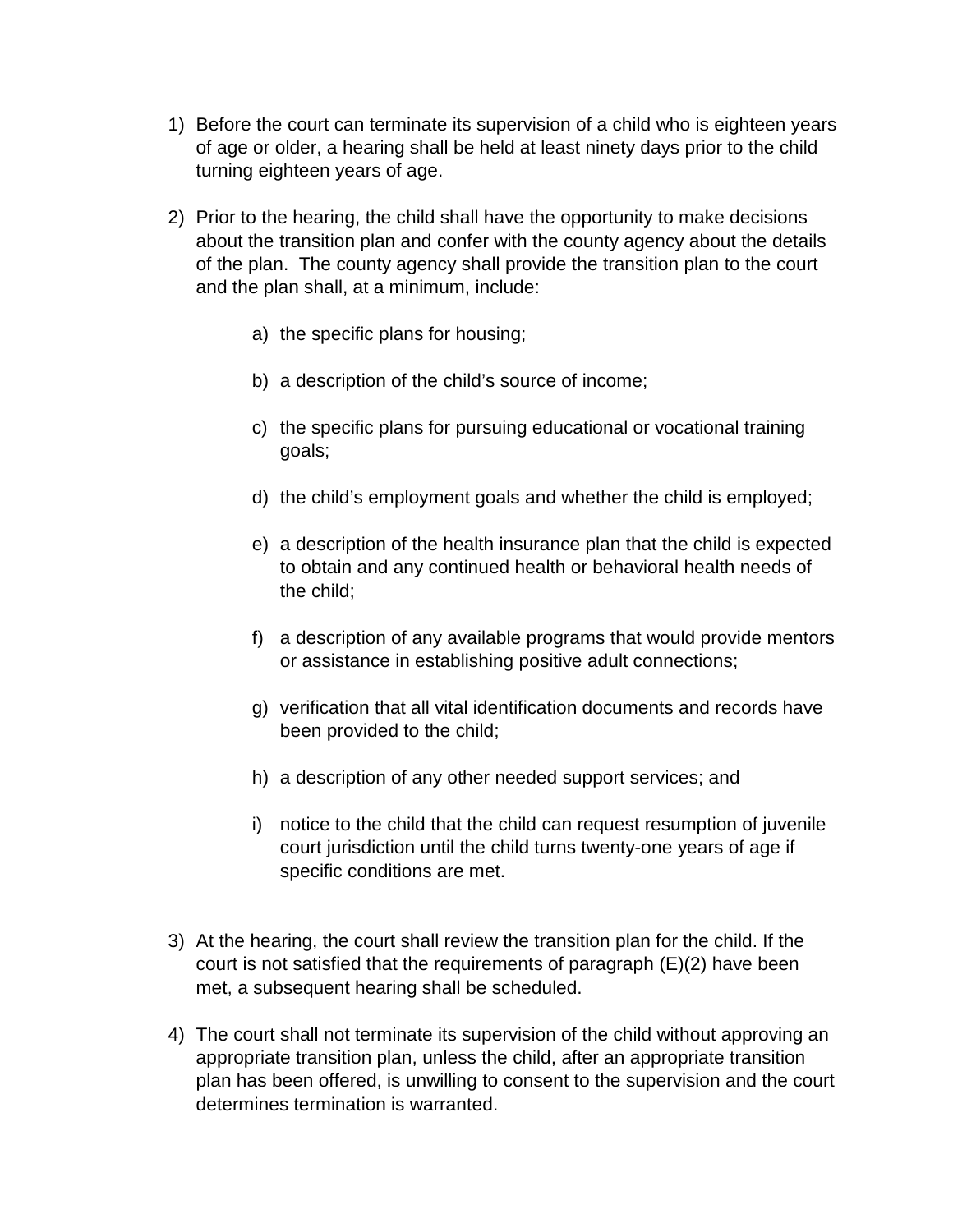1) Before the court can terminate its supervision of a child who is eighteen years of age or older, a hearing shall be held at least ninety days prior to the child turning eighteen years of age.

2) Prior to the hearing, the child shall have the opportunity to make decisions about the transition plan and confer with the county agency about the details of the plan. The county agency shall provide the transition plan to the court and the plan shall, at a minimum, include:

    a) the specific plans for housing;

    b) a description of the child's source of income;

    c) the specific plans for pursuing educational or vocational training goals;

    d) the child's employment goals and whether the child is employed;

    e) a description of the health insurance plan that the child is expected to obtain and any continued health or behavioral health needs of the child;

    f) a description of any available programs that would provide mentors or assistance in establishing positive adult connections;

    g) verification that all vital identification documents and records have been provided to the child;

    h) a description of any other needed support services; and

    i) notice to the child that the child can request resumption of juvenile court jurisdiction until the child turns twenty-one years of age if specific conditions are met.

3) At the hearing, the court shall review the transition plan for the child. If the court is not satisfied that the requirements of paragraph (E)(2) have been met, a subsequent hearing shall be scheduled.

4) The court shall not terminate its supervision of the child without approving an appropriate transition plan, unless the child, after an appropriate transition plan has been offered, is unwilling to consent to the supervision and the court determines termination is warranted.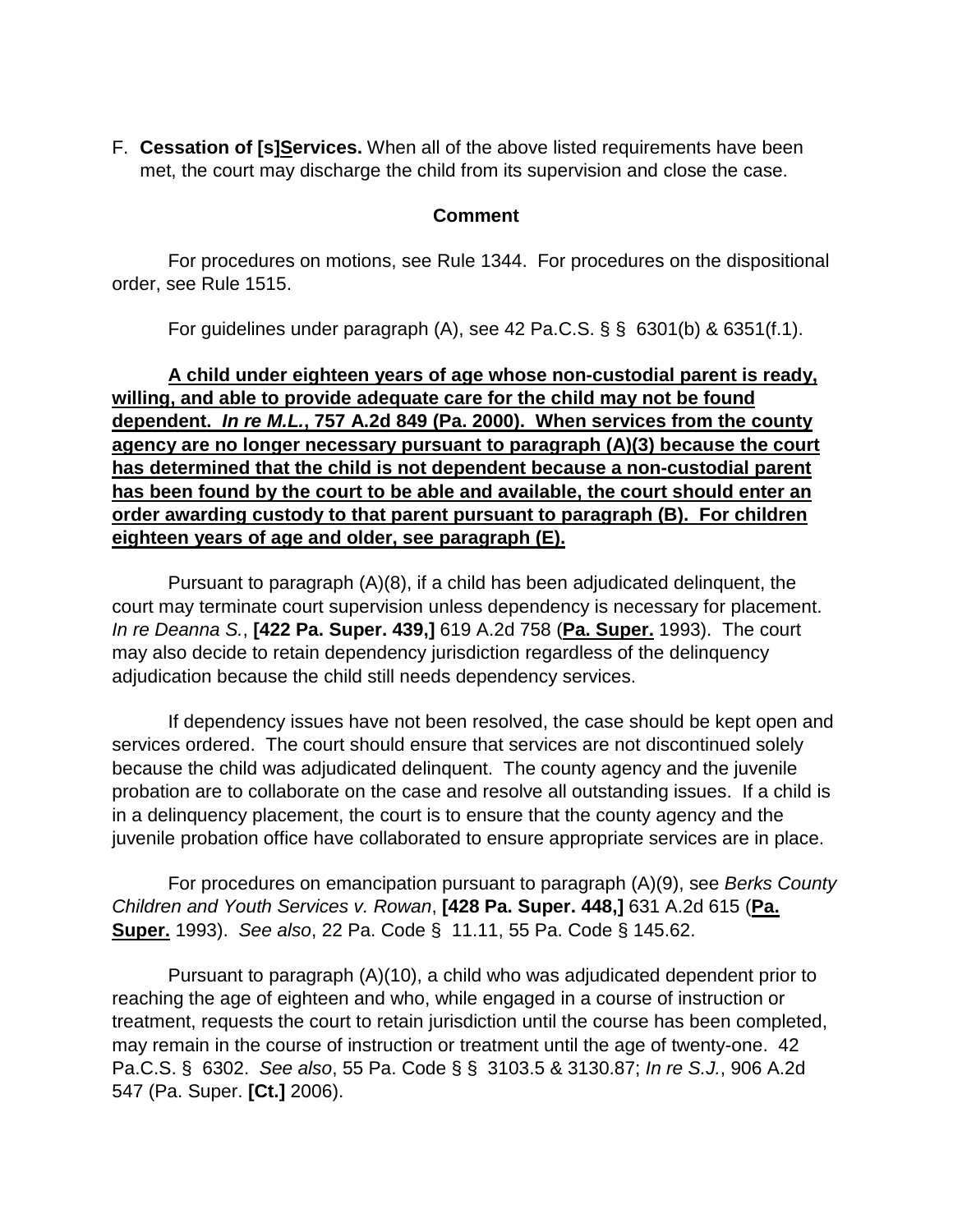F. **Cessation of [s]<u>S</u>ervices.** When all of the above listed requirements have been met, the court may discharge the child from its supervision and close the case.

**Comment**

For procedures on motions, see Rule 1344. For procedures on the dispositional order, see Rule 1515.

For guidelines under paragraph (A), see 42 Pa.C.S. § § 6301(b) & 6351(f.1).

**<u>A child under eighteen years of age whose non-custodial parent is ready, willing, and able to provide adequate care for the child may not be found dependent. *In re M.L.*, 757 A.2d 849 (Pa. 2000). When services from the county agency are no longer necessary pursuant to paragraph (A)(3) because the court has determined that the child is not dependent because a non-custodial parent has been found by the court to be able and available, the court should enter an order awarding custody to that parent pursuant to paragraph (B). For children eighteen years of age and older, see paragraph (E).</u>**

Pursuant to paragraph (A)(8), if a child has been adjudicated delinquent, the court may terminate court supervision unless dependency is necessary for placement. *In re Deanna S.*, **[422 Pa. Super. 439,]** 619 A.2d 758 (**<u>Pa. Super.</u>** 1993). The court may also decide to retain dependency jurisdiction regardless of the delinquency adjudication because the child still needs dependency services.

If dependency issues have not been resolved, the case should be kept open and services ordered. The court should ensure that services are not discontinued solely because the child was adjudicated delinquent. The county agency and the juvenile probation are to collaborate on the case and resolve all outstanding issues. If a child is in a delinquency placement, the court is to ensure that the county agency and the juvenile probation office have collaborated to ensure appropriate services are in place.

For procedures on emancipation pursuant to paragraph (A)(9), see *Berks County Children and Youth Services v. Rowan*, **[428 Pa. Super. 448,]** 631 A.2d 615 (**<u>Pa. Super.</u>** 1993). *See also*, 22 Pa. Code § 11.11, 55 Pa. Code § 145.62.

Pursuant to paragraph (A)(10), a child who was adjudicated dependent prior to reaching the age of eighteen and who, while engaged in a course of instruction or treatment, requests the court to retain jurisdiction until the course has been completed, may remain in the course of instruction or treatment until the age of twenty-one. 42 Pa.C.S. § 6302. *See also*, 55 Pa. Code § § 3103.5 & 3130.87; *In re S.J.*, 906 A.2d 547 (Pa. Super. **[Ct.]** 2006).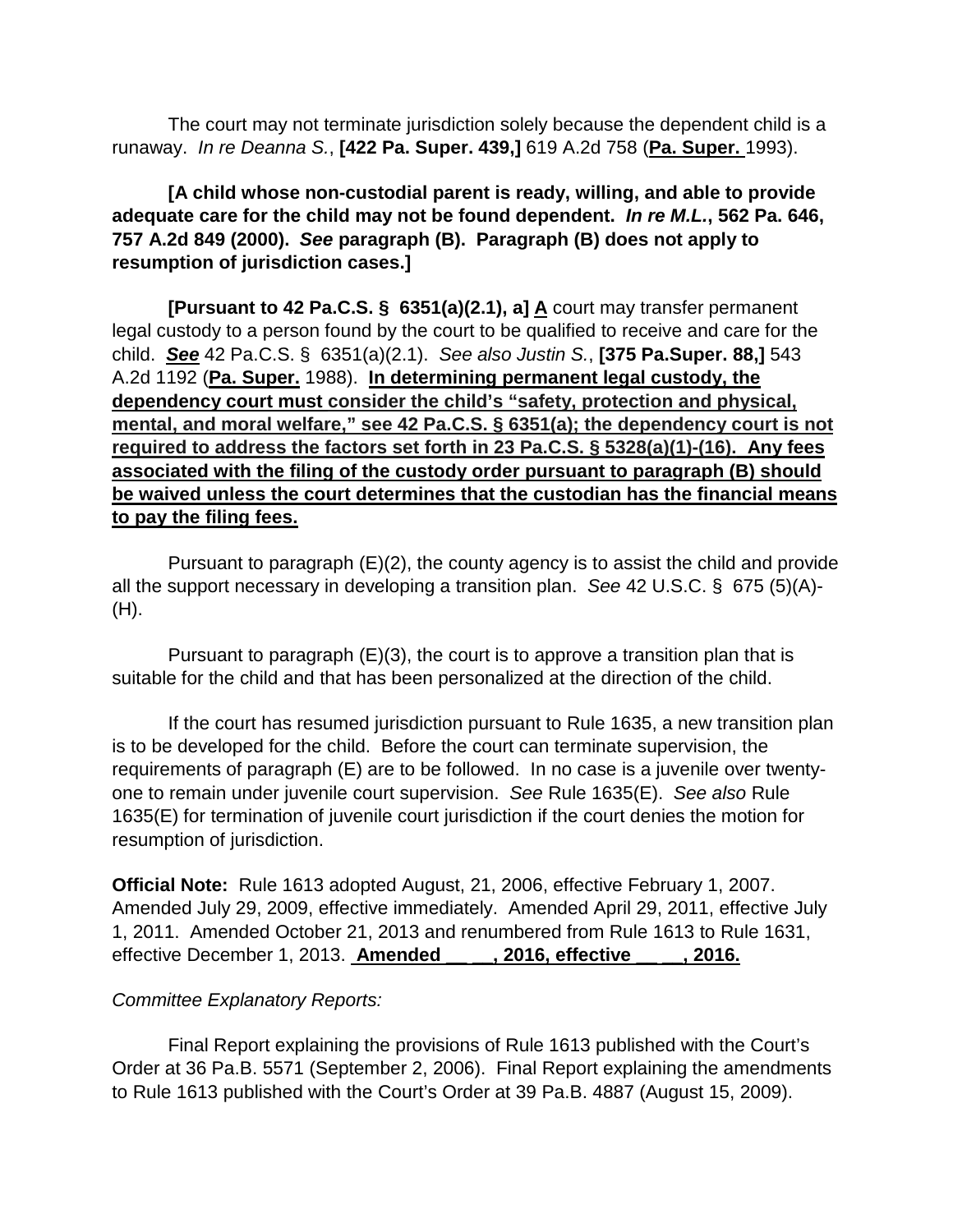The court may not terminate jurisdiction solely because the dependent child is a runaway. *In re Deanna S.*, **[422 Pa. Super. 439,]** 619 A.2d 758 (**<u>Pa. Super.</u>** 1993).

**[A child whose non-custodial parent is ready, willing, and able to provide adequate care for the child may not be found dependent. *In re M.L.*, 562 Pa. 646, 757 A.2d 849 (2000). *See* paragraph (B). Paragraph (B) does not apply to resumption of jurisdiction cases.]**

**[Pursuant to 42 Pa.C.S. § 6351(a)(2.1), a]** **<u>A</u>** court may transfer permanent legal custody to a person found by the court to be qualified to receive and care for the child. ***<u>See</u>*** 42 Pa.C.S. § 6351(a)(2.1). *See also Justin S.*, **[375 Pa.Super. 88,]** 543 A.2d 1192 (**<u>Pa. Super.</u>** 1988). **<u>In determining permanent legal custody, the dependency court must consider the child's "safety, protection and physical, mental, and moral welfare," see 42 Pa.C.S. § 6351(a); the dependency court is not required to address the factors set forth in 23 Pa.C.S. § 5328(a)(1)-(16). Any fees associated with the filing of the custody order pursuant to paragraph (B) should be waived unless the court determines that the custodian has the financial means to pay the filing fees.</u>**

Pursuant to paragraph (E)(2), the county agency is to assist the child and provide all the support necessary in developing a transition plan. *See* 42 U.S.C. § 675 (5)(A)-(H).

Pursuant to paragraph (E)(3), the court is to approve a transition plan that is suitable for the child and that has been personalized at the direction of the child.

If the court has resumed jurisdiction pursuant to Rule 1635, a new transition plan is to be developed for the child. Before the court can terminate supervision, the requirements of paragraph (E) are to be followed. In no case is a juvenile over twenty-one to remain under juvenile court supervision. *See* Rule 1635(E). *See also* Rule 1635(E) for termination of juvenile court jurisdiction if the court denies the motion for resumption of jurisdiction.

**Official Note:** Rule 1613 adopted August, 21, 2006, effective February 1, 2007. Amended July 29, 2009, effective immediately. Amended April 29, 2011, effective July 1, 2011. Amended October 21, 2013 and renumbered from Rule 1613 to Rule 1631, effective December 1, 2013. **<u>Amended \_\_ \_\_, 2016, effective \_\_ \_\_, 2016.</u>**

*Committee Explanatory Reports:*

Final Report explaining the provisions of Rule 1613 published with the Court's Order at 36 Pa.B. 5571 (September 2, 2006). Final Report explaining the amendments to Rule 1613 published with the Court's Order at 39 Pa.B. 4887 (August 15, 2009).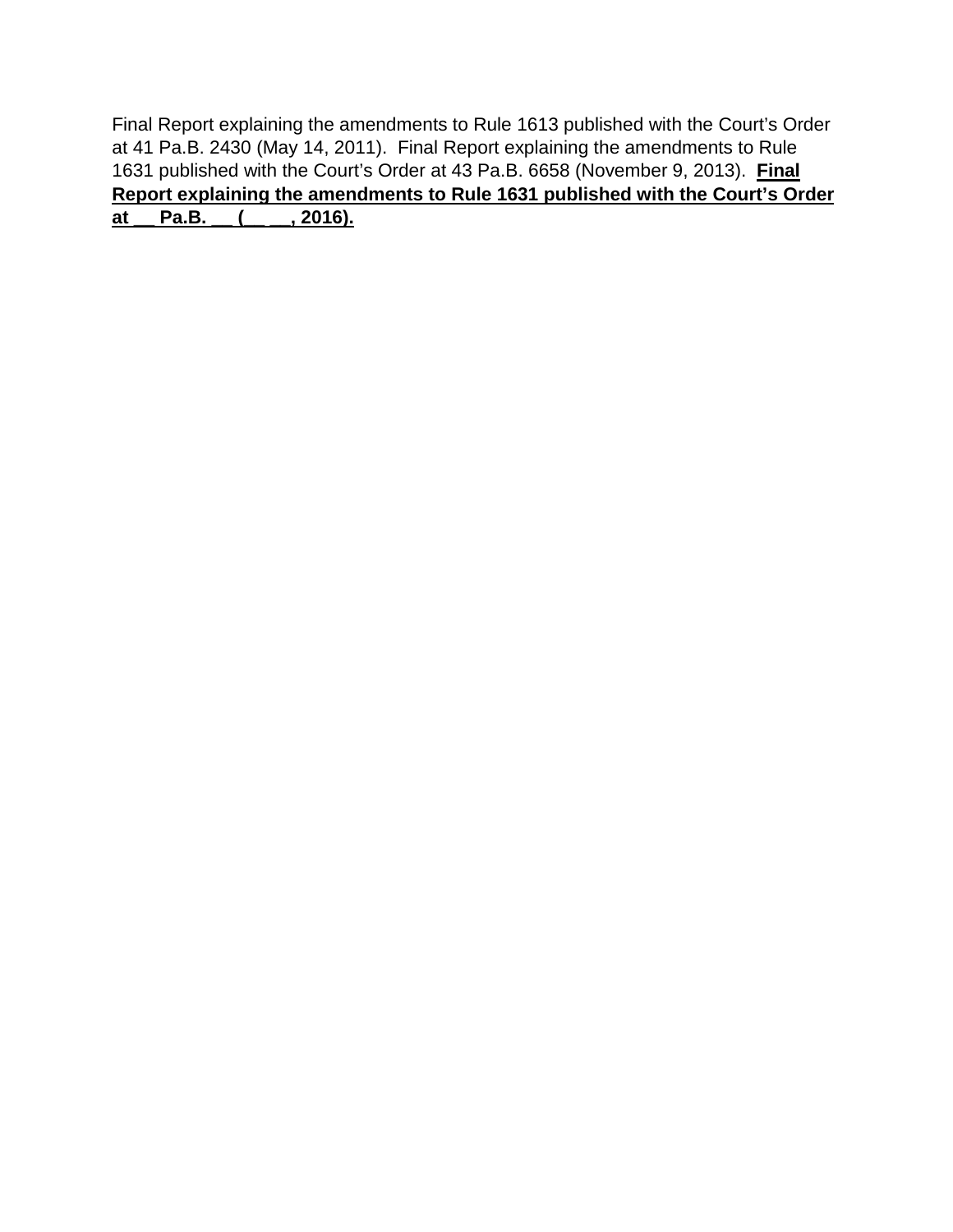Final Report explaining the amendments to Rule 1613 published with the Court's Order at 41 Pa.B. 2430 (May 14, 2011). Final Report explaining the amendments to Rule 1631 published with the Court's Order at 43 Pa.B. 6658 (November 9, 2013). **<u>Final Report explaining the amendments to Rule 1631 published with the Court's Order at __ Pa.B. __ (__ __, 2016).</u>**